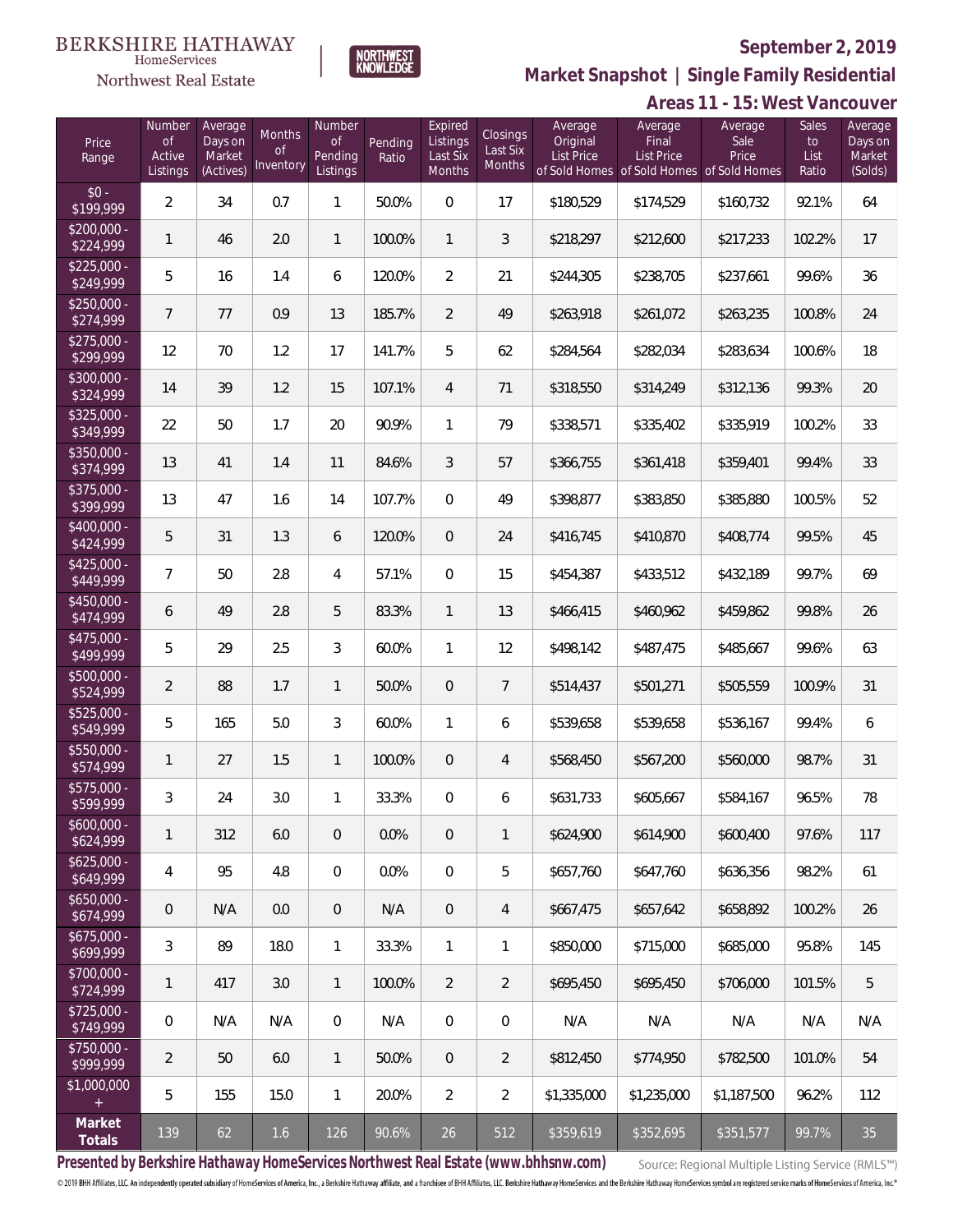BERKSHIRE HATHAWAY HomeServices Northwest Real Estate | NORTHWEST KNOWLEDGE

# September 2, 2019

## Market Snapshot | Single Family Residential

## Areas 11 - 15: West Vancouver

| Price Range | Number of Active Listings | Average Days on Market (Actives) | Months of Inventory | Number of Pending Listings | Pending Ratio | Expired Listings Last Six Months | Closings Last Six Months | Average Original List Price of Sold Homes | Average Final List Price of Sold Homes | Average Sale Price of Sold Homes | Sales to List Ratio | Average Days on Market (Solds) |
|---|---|---|---|---|---|---|---|---|---|---|---|---|
| $0 - $199,999 | 2 | 34 | 0.7 | 1 | 50.0% | 0 | 17 | $180,529 | $174,529 | $160,732 | 92.1% | 64 |
| $200,000 - $224,999 | 1 | 46 | 2.0 | 1 | 100.0% | 1 | 3 | $218,297 | $212,600 | $217,233 | 102.2% | 17 |
| $225,000 - $249,999 | 5 | 16 | 1.4 | 6 | 120.0% | 2 | 21 | $244,305 | $238,705 | $237,661 | 99.6% | 36 |
| $250,000 - $274,999 | 7 | 77 | 0.9 | 13 | 185.7% | 2 | 49 | $263,918 | $261,072 | $263,235 | 100.8% | 24 |
| $275,000 - $299,999 | 12 | 70 | 1.2 | 17 | 141.7% | 5 | 62 | $284,564 | $282,034 | $283,634 | 100.6% | 18 |
| $300,000 - $324,999 | 14 | 39 | 1.2 | 15 | 107.1% | 4 | 71 | $318,550 | $314,249 | $312,136 | 99.3% | 20 |
| $325,000 - $349,999 | 22 | 50 | 1.7 | 20 | 90.9% | 1 | 79 | $338,571 | $335,402 | $335,919 | 100.2% | 33 |
| $350,000 - $374,999 | 13 | 41 | 1.4 | 11 | 84.6% | 3 | 57 | $366,755 | $361,418 | $359,401 | 99.4% | 33 |
| $375,000 - $399,999 | 13 | 47 | 1.6 | 14 | 107.7% | 0 | 49 | $398,877 | $383,850 | $385,880 | 100.5% | 52 |
| $400,000 - $424,999 | 5 | 31 | 1.3 | 6 | 120.0% | 0 | 24 | $416,745 | $410,870 | $408,774 | 99.5% | 45 |
| $425,000 - $449,999 | 7 | 50 | 2.8 | 4 | 57.1% | 0 | 15 | $454,387 | $433,512 | $432,189 | 99.7% | 69 |
| $450,000 - $474,999 | 6 | 49 | 2.8 | 5 | 83.3% | 1 | 13 | $466,415 | $460,962 | $459,862 | 99.8% | 26 |
| $475,000 - $499,999 | 5 | 29 | 2.5 | 3 | 60.0% | 1 | 12 | $498,142 | $487,475 | $485,667 | 99.6% | 63 |
| $500,000 - $524,999 | 2 | 88 | 1.7 | 1 | 50.0% | 0 | 7 | $514,437 | $501,271 | $505,559 | 100.9% | 31 |
| $525,000 - $549,999 | 5 | 165 | 5.0 | 3 | 60.0% | 1 | 6 | $539,658 | $539,658 | $536,167 | 99.4% | 6 |
| $550,000 - $574,999 | 1 | 27 | 1.5 | 1 | 100.0% | 0 | 4 | $568,450 | $567,200 | $560,000 | 98.7% | 31 |
| $575,000 - $599,999 | 3 | 24 | 3.0 | 1 | 33.3% | 0 | 6 | $631,733 | $605,667 | $584,167 | 96.5% | 78 |
| $600,000 - $624,999 | 1 | 312 | 6.0 | 0 | 0.0% | 0 | 1 | $624,900 | $614,900 | $600,400 | 97.6% | 117 |
| $625,000 - $649,999 | 4 | 95 | 4.8 | 0 | 0.0% | 0 | 5 | $657,760 | $647,760 | $636,356 | 98.2% | 61 |
| $650,000 - $674,999 | 0 | N/A | 0.0 | 0 | N/A | 0 | 4 | $667,475 | $657,642 | $658,892 | 100.2% | 26 |
| $675,000 - $699,999 | 3 | 89 | 18.0 | 1 | 33.3% | 1 | 1 | $850,000 | $715,000 | $685,000 | 95.8% | 145 |
| $700,000 - $724,999 | 1 | 417 | 3.0 | 1 | 100.0% | 2 | 2 | $695,450 | $695,450 | $706,000 | 101.5% | 5 |
| $725,000 - $749,999 | 0 | N/A | N/A | 0 | N/A | 0 | 0 | N/A | N/A | N/A | N/A | N/A |
| $750,000 - $999,999 | 2 | 50 | 6.0 | 1 | 50.0% | 0 | 2 | $812,450 | $774,950 | $782,500 | 101.0% | 54 |
| $1,000,000 + | 5 | 155 | 15.0 | 1 | 20.0% | 2 | 2 | $1,335,000 | $1,235,000 | $1,187,500 | 96.2% | 112 |
| **Market Totals** | 139 | 62 | 1.6 | 126 | 90.6% | 26 | 512 | $359,619 | $352,695 | $351,577 | 99.7% | 35 |

**Presented by Berkshire Hathaway HomeServices Northwest Real Estate (www.bhhsnw.com)** Source: Regional Multiple Listing Service (RMLS™)

© 2019 BHH Affiliates, LLC. An independently operated subsidiary of HomeServices of America, Inc., a Berkshire Hathaway affiliate, and a franchisee of BHH Affiliates, LLC. Berkshire Hathaway HomeServices and the Berkshire Hathaway HomeServices symbol are registered service marks of HomeServices of America, Inc.®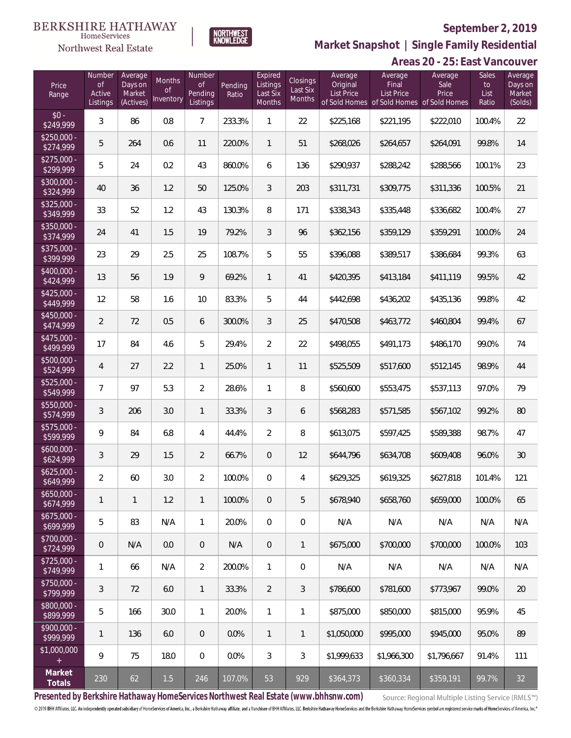BERKSHIRE HATHAWAY HomeServices Northwest Real Estate

NORTHWEST KNOWLEDGE

## September 2, 2019

## Market Snapshot | Single Family Residential

## Areas 20 - 25: East Vancouver

| Price Range | Number of Active Listings | Average Days on Market (Actives) | Months of Inventory | Number of Pending Listings | Pending Ratio | Expired Listings Last Six Months | Closings Last Six Months | Average Original List Price of Sold Homes | Average Final List Price of Sold Homes | Average Sale Price of Sold Homes | Sales to List Ratio | Average Days on Market (Solds) |
|---|---|---|---|---|---|---|---|---|---|---|---|---|
| $0 - $249,999 | 3 | 86 | 0.8 | 7 | 233.3% | 1 | 22 | $225,168 | $221,195 | $222,010 | 100.4% | 22 |
| $250,000 - $274,999 | 5 | 264 | 0.6 | 11 | 220.0% | 1 | 51 | $268,026 | $264,657 | $264,091 | 99.8% | 14 |
| $275,000 - $299,999 | 5 | 24 | 0.2 | 43 | 860.0% | 6 | 136 | $290,937 | $288,242 | $288,566 | 100.1% | 23 |
| $300,000 - $324,999 | 40 | 36 | 1.2 | 50 | 125.0% | 3 | 203 | $311,731 | $309,775 | $311,336 | 100.5% | 21 |
| $325,000 - $349,999 | 33 | 52 | 1.2 | 43 | 130.3% | 8 | 171 | $338,343 | $335,448 | $336,682 | 100.4% | 27 |
| $350,000 - $374,999 | 24 | 41 | 1.5 | 19 | 79.2% | 3 | 96 | $362,156 | $359,129 | $359,291 | 100.0% | 24 |
| $375,000 - $399,999 | 23 | 29 | 2.5 | 25 | 108.7% | 5 | 55 | $396,088 | $389,517 | $386,684 | 99.3% | 63 |
| $400,000 - $424,999 | 13 | 56 | 1.9 | 9 | 69.2% | 1 | 41 | $420,395 | $413,184 | $411,119 | 99.5% | 42 |
| $425,000 - $449,999 | 12 | 58 | 1.6 | 10 | 83.3% | 5 | 44 | $442,698 | $436,202 | $435,136 | 99.8% | 42 |
| $450,000 - $474,999 | 2 | 72 | 0.5 | 6 | 300.0% | 3 | 25 | $470,508 | $463,772 | $460,804 | 99.4% | 67 |
| $475,000 - $499,999 | 17 | 84 | 4.6 | 5 | 29.4% | 2 | 22 | $498,055 | $491,173 | $486,170 | 99.0% | 74 |
| $500,000 - $524,999 | 4 | 27 | 2.2 | 1 | 25.0% | 1 | 11 | $525,509 | $517,600 | $512,145 | 98.9% | 44 |
| $525,000 - $549,999 | 7 | 97 | 5.3 | 2 | 28.6% | 1 | 8 | $560,600 | $553,475 | $537,113 | 97.0% | 79 |
| $550,000 - $574,999 | 3 | 206 | 3.0 | 1 | 33.3% | 3 | 6 | $568,283 | $571,585 | $567,102 | 99.2% | 80 |
| $575,000 - $599,999 | 9 | 84 | 6.8 | 4 | 44.4% | 2 | 8 | $613,075 | $597,425 | $589,388 | 98.7% | 47 |
| $600,000 - $624,999 | 3 | 29 | 1.5 | 2 | 66.7% | 0 | 12 | $644,796 | $634,708 | $609,408 | 96.0% | 30 |
| $625,000 - $649,999 | 2 | 60 | 3.0 | 2 | 100.0% | 0 | 4 | $629,325 | $619,325 | $627,818 | 101.4% | 121 |
| $650,000 - $674,999 | 1 | 1 | 1.2 | 1 | 100.0% | 0 | 5 | $678,940 | $658,760 | $659,000 | 100.0% | 65 |
| $675,000 - $699,999 | 5 | 83 | N/A | 1 | 20.0% | 0 | 0 | N/A | N/A | N/A | N/A | N/A |
| $700,000 - $724,999 | 0 | N/A | 0.0 | 0 | N/A | 0 | 1 | $675,000 | $700,000 | $700,000 | 100.0% | 103 |
| $725,000 - $749,999 | 1 | 66 | N/A | 2 | 200.0% | 1 | 0 | N/A | N/A | N/A | N/A | N/A |
| $750,000 - $799,999 | 3 | 72 | 6.0 | 1 | 33.3% | 2 | 3 | $786,600 | $781,600 | $773,967 | 99.0% | 20 |
| $800,000 - $899,999 | 5 | 166 | 30.0 | 1 | 20.0% | 1 | 1 | $875,000 | $850,000 | $815,000 | 95.9% | 45 |
| $900,000 - $999,999 | 1 | 136 | 6.0 | 0 | 0.0% | 1 | 1 | $1,050,000 | $995,000 | $945,000 | 95.0% | 89 |
| $1,000,000 + | 9 | 75 | 18.0 | 0 | 0.0% | 3 | 3 | $1,999,633 | $1,966,300 | $1,796,667 | 91.4% | 111 |
| **Market Totals** | 230 | 62 | 1.5 | 246 | 107.0% | 53 | 929 | $364,373 | $360,334 | $359,191 | 99.7% | 32 |

**Presented by Berkshire Hathaway HomeServices Northwest Real Estate (www.bhhsnw.com)**

Source: Regional Multiple Listing Service (RMLS™)

© 2019 BHH Affiliates, LLC. An independently operated subsidiary of HomeServices of America, Inc., a Berkshire Hathaway affiliate, and a franchisee of BHH Affiliates, LLC. Berkshire Hathaway HomeServices and the Berkshire Hathaway HomeServices symbol are registered service marks of HomeServices of America, Inc.®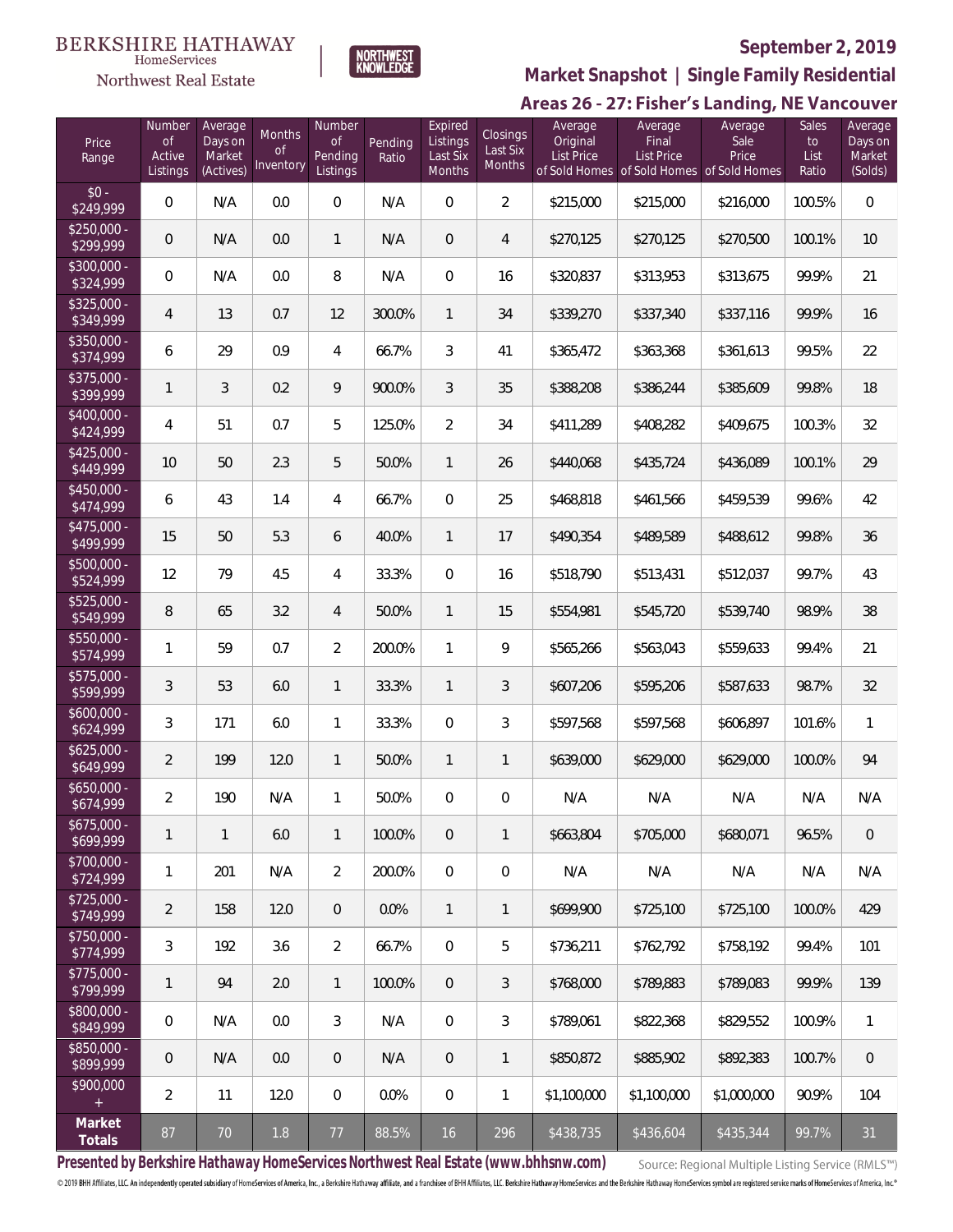BERKSHIRE HATHAWAY HomeServices Northwest Real Estate

NORTHWEST KNOWLEDGE

**September 2, 2019**

## Market Snapshot | Single Family Residential

### Areas 26 - 27: Fisher's Landing, NE Vancouver

| Price Range | Number of Active Listings | Average Days on Market (Actives) | Months of Inventory | Number of Pending Listings | Pending Ratio | Expired Listings Last Six Months | Closings Last Six Months | Average Original List Price of Sold Homes | Average Final List Price of Sold Homes | Average Sale Price of Sold Homes | Sales to List Ratio | Average Days on Market (Solds) |
|---|---|---|---|---|---|---|---|---|---|---|---|---|
| $0 - $249,999 | 0 | N/A | 0.0 | 0 | N/A | 0 | 2 | $215,000 | $215,000 | $216,000 | 100.5% | 0 |
| $250,000 - $299,999 | 0 | N/A | 0.0 | 1 | N/A | 0 | 4 | $270,125 | $270,125 | $270,500 | 100.1% | 10 |
| $300,000 - $324,999 | 0 | N/A | 0.0 | 8 | N/A | 0 | 16 | $320,837 | $313,953 | $313,675 | 99.9% | 21 |
| $325,000 - $349,999 | 4 | 13 | 0.7 | 12 | 300.0% | 1 | 34 | $339,270 | $337,340 | $337,116 | 99.9% | 16 |
| $350,000 - $374,999 | 6 | 29 | 0.9 | 4 | 66.7% | 3 | 41 | $365,472 | $363,368 | $361,613 | 99.5% | 22 |
| $375,000 - $399,999 | 1 | 3 | 0.2 | 9 | 900.0% | 3 | 35 | $388,208 | $386,244 | $385,609 | 99.8% | 18 |
| $400,000 - $424,999 | 4 | 51 | 0.7 | 5 | 125.0% | 2 | 34 | $411,289 | $408,282 | $409,675 | 100.3% | 32 |
| $425,000 - $449,999 | 10 | 50 | 2.3 | 5 | 50.0% | 1 | 26 | $440,068 | $435,724 | $436,089 | 100.1% | 29 |
| $450,000 - $474,999 | 6 | 43 | 1.4 | 4 | 66.7% | 0 | 25 | $468,818 | $461,566 | $459,539 | 99.6% | 42 |
| $475,000 - $499,999 | 15 | 50 | 5.3 | 6 | 40.0% | 1 | 17 | $490,354 | $489,589 | $488,612 | 99.8% | 36 |
| $500,000 - $524,999 | 12 | 79 | 4.5 | 4 | 33.3% | 0 | 16 | $518,790 | $513,431 | $512,037 | 99.7% | 43 |
| $525,000 - $549,999 | 8 | 65 | 3.2 | 4 | 50.0% | 1 | 15 | $554,981 | $545,720 | $539,740 | 98.9% | 38 |
| $550,000 - $574,999 | 1 | 59 | 0.7 | 2 | 200.0% | 1 | 9 | $565,266 | $563,043 | $559,633 | 99.4% | 21 |
| $575,000 - $599,999 | 3 | 53 | 6.0 | 1 | 33.3% | 1 | 3 | $607,206 | $595,206 | $587,633 | 98.7% | 32 |
| $600,000 - $624,999 | 3 | 171 | 6.0 | 1 | 33.3% | 0 | 3 | $597,568 | $597,568 | $606,897 | 101.6% | 1 |
| $625,000 - $649,999 | 2 | 199 | 12.0 | 1 | 50.0% | 1 | 1 | $639,000 | $629,000 | $629,000 | 100.0% | 94 |
| $650,000 - $674,999 | 2 | 190 | N/A | 1 | 50.0% | 0 | 0 | N/A | N/A | N/A | N/A | N/A |
| $675,000 - $699,999 | 1 | 1 | 6.0 | 1 | 100.0% | 0 | 1 | $663,804 | $705,000 | $680,071 | 96.5% | 0 |
| $700,000 - $724,999 | 1 | 201 | N/A | 2 | 200.0% | 0 | 0 | N/A | N/A | N/A | N/A | N/A |
| $725,000 - $749,999 | 2 | 158 | 12.0 | 0 | 0.0% | 1 | 1 | $699,900 | $725,100 | $725,100 | 100.0% | 429 |
| $750,000 - $774,999 | 3 | 192 | 3.6 | 2 | 66.7% | 0 | 5 | $736,211 | $762,792 | $758,192 | 99.4% | 101 |
| $775,000 - $799,999 | 1 | 94 | 2.0 | 1 | 100.0% | 0 | 3 | $768,000 | $789,883 | $789,083 | 99.9% | 139 |
| $800,000 - $849,999 | 0 | N/A | 0.0 | 3 | N/A | 0 | 3 | $789,061 | $822,368 | $829,552 | 100.9% | 1 |
| $850,000 - $899,999 | 0 | N/A | 0.0 | 0 | N/A | 0 | 1 | $850,872 | $885,902 | $892,383 | 100.7% | 0 |
| $900,000 + | 2 | 11 | 12.0 | 0 | 0.0% | 0 | 1 | $1,100,000 | $1,100,000 | $1,000,000 | 90.9% | 104 |
| **Market Totals** | 87 | 70 | 1.8 | 77 | 88.5% | 16 | 296 | $438,735 | $436,604 | $435,344 | 99.7% | 31 |

**Presented by Berkshire Hathaway HomeServices Northwest Real Estate (www.bhhsnw.com)**

Source: Regional Multiple Listing Service (RMLS™)

© 2019 BHH Affiliates, LLC. An independently operated subsidiary of HomeServices of America, Inc., a Berkshire Hathaway affiliate, and a franchisee of BHH Affiliates, LLC. Berkshire Hathaway HomeServices and the Berkshire Hathaway HomeServices symbol are registered service marks of HomeServices of America, Inc.®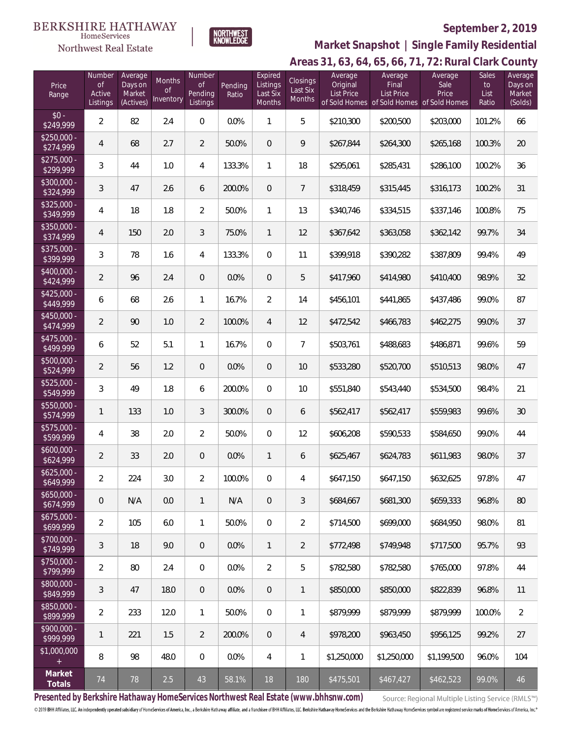BERKSHIRE HATHAWAY HomeServices Northwest Real Estate | NORTHWEST KNOWLEDGE

**September 2, 2019**

**Market Snapshot | Single Family Residential**

**Areas 31, 63, 64, 65, 66, 71, 72: Rural Clark County**

| Price Range | Number of Active Listings | Average Days on Market (Actives) | Months of Inventory | Number of Pending Listings | Pending Ratio | Expired Listings Last Six Months | Closings Last Six Months | Average Original List Price of Sold Homes | Average Final List Price of Sold Homes | Average Sale Price of Sold Homes | Sales to List Ratio | Average Days on Market (Solds) |
|---|---|---|---|---|---|---|---|---|---|---|---|---|
| $0 - $249,999 | 2 | 82 | 2.4 | 0 | 0.0% | 1 | 5 | $210,300 | $200,500 | $203,000 | 101.2% | 66 |
| $250,000 - $274,999 | 4 | 68 | 2.7 | 2 | 50.0% | 0 | 9 | $267,844 | $264,300 | $265,168 | 100.3% | 20 |
| $275,000 - $299,999 | 3 | 44 | 1.0 | 4 | 133.3% | 1 | 18 | $295,061 | $285,431 | $286,100 | 100.2% | 36 |
| $300,000 - $324,999 | 3 | 47 | 2.6 | 6 | 200.0% | 0 | 7 | $318,459 | $315,445 | $316,173 | 100.2% | 31 |
| $325,000 - $349,999 | 4 | 18 | 1.8 | 2 | 50.0% | 1 | 13 | $340,746 | $334,515 | $337,146 | 100.8% | 75 |
| $350,000 - $374,999 | 4 | 150 | 2.0 | 3 | 75.0% | 1 | 12 | $367,642 | $363,058 | $362,142 | 99.7% | 34 |
| $375,000 - $399,999 | 3 | 78 | 1.6 | 4 | 133.3% | 0 | 11 | $399,918 | $390,282 | $387,809 | 99.4% | 49 |
| $400,000 - $424,999 | 2 | 96 | 2.4 | 0 | 0.0% | 0 | 5 | $417,960 | $414,980 | $410,400 | 98.9% | 32 |
| $425,000 - $449,999 | 6 | 68 | 2.6 | 1 | 16.7% | 2 | 14 | $456,101 | $441,865 | $437,486 | 99.0% | 87 |
| $450,000 - $474,999 | 2 | 90 | 1.0 | 2 | 100.0% | 4 | 12 | $472,542 | $466,783 | $462,275 | 99.0% | 37 |
| $475,000 - $499,999 | 6 | 52 | 5.1 | 1 | 16.7% | 0 | 7 | $503,761 | $488,683 | $486,871 | 99.6% | 59 |
| $500,000 - $524,999 | 2 | 56 | 1.2 | 0 | 0.0% | 0 | 10 | $533,280 | $520,700 | $510,513 | 98.0% | 47 |
| $525,000 - $549,999 | 3 | 49 | 1.8 | 6 | 200.0% | 0 | 10 | $551,840 | $543,440 | $534,500 | 98.4% | 21 |
| $550,000 - $574,999 | 1 | 133 | 1.0 | 3 | 300.0% | 0 | 6 | $562,417 | $562,417 | $559,983 | 99.6% | 30 |
| $575,000 - $599,999 | 4 | 38 | 2.0 | 2 | 50.0% | 0 | 12 | $606,208 | $590,533 | $584,650 | 99.0% | 44 |
| $600,000 - $624,999 | 2 | 33 | 2.0 | 0 | 0.0% | 1 | 6 | $625,467 | $624,783 | $611,983 | 98.0% | 37 |
| $625,000 - $649,999 | 2 | 224 | 3.0 | 2 | 100.0% | 0 | 4 | $647,150 | $647,150 | $632,625 | 97.8% | 47 |
| $650,000 - $674,999 | 0 | N/A | 0.0 | 1 | N/A | 0 | 3 | $684,667 | $681,300 | $659,333 | 96.8% | 80 |
| $675,000 - $699,999 | 2 | 105 | 6.0 | 1 | 50.0% | 0 | 2 | $714,500 | $699,000 | $684,950 | 98.0% | 81 |
| $700,000 - $749,999 | 3 | 18 | 9.0 | 0 | 0.0% | 1 | 2 | $772,498 | $749,948 | $717,500 | 95.7% | 93 |
| $750,000 - $799,999 | 2 | 80 | 2.4 | 0 | 0.0% | 2 | 5 | $782,580 | $782,580 | $765,000 | 97.8% | 44 |
| $800,000 - $849,999 | 3 | 47 | 18.0 | 0 | 0.0% | 0 | 1 | $850,000 | $850,000 | $822,839 | 96.8% | 11 |
| $850,000 - $899,999 | 2 | 233 | 12.0 | 1 | 50.0% | 0 | 1 | $879,999 | $879,999 | $879,999 | 100.0% | 2 |
| $900,000 - $999,999 | 1 | 221 | 1.5 | 2 | 200.0% | 0 | 4 | $978,200 | $963,450 | $956,125 | 99.2% | 27 |
| $1,000,000 + | 8 | 98 | 48.0 | 0 | 0.0% | 4 | 1 | $1,250,000 | $1,250,000 | $1,199,500 | 96.0% | 104 |
| **Market Totals** | 74 | 78 | 2.5 | 43 | 58.1% | 18 | 180 | $475,501 | $467,427 | $462,523 | 99.0% | 46 |

**Presented by Berkshire Hathaway HomeServices Northwest Real Estate (www.bhhsnw.com)**

Source: Regional Multiple Listing Service (RMLS™)

© 2019 BHH Affiliates, LLC. An independently operated subsidiary of HomeServices of America, Inc., a Berkshire Hathaway affiliate, and a franchisee of BHH Affiliates, LLC. Berkshire Hathaway HomeServices and the Berkshire Hathaway HomeServices symbol are registered service marks of HomeServices of America, Inc.®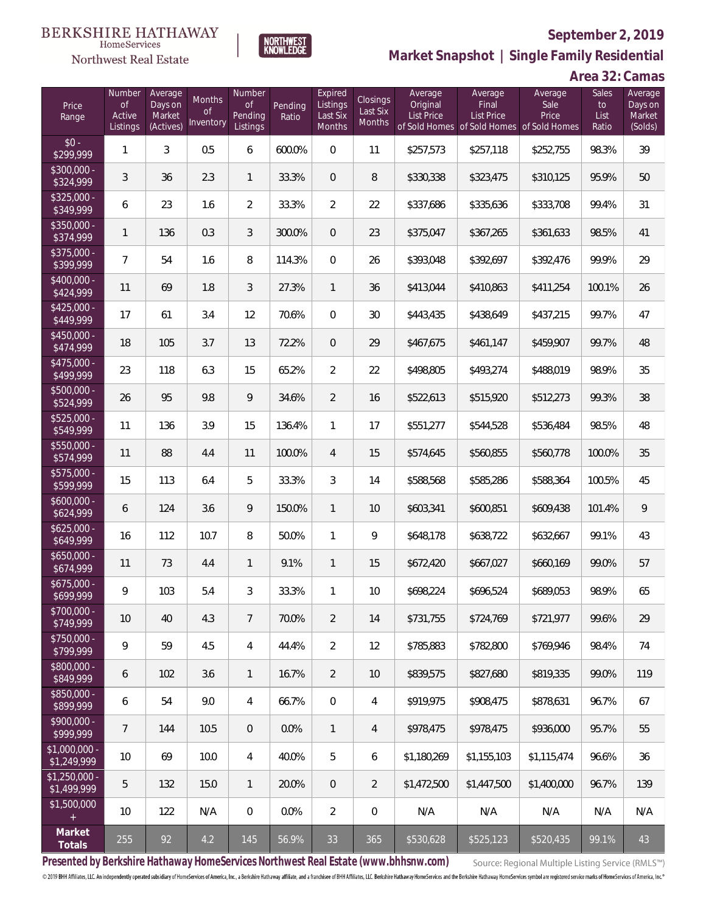BERKSHIRE HATHAWAY HomeServices Northwest Real Estate

NORTHWEST KNOWLEDGE

## September 2, 2019

## Market Snapshot | Single Family Residential

## Area 32: Camas

| Price Range | Number of Active Listings | Average Days on Market (Actives) | Months of Inventory | Number of Pending Listings | Pending Ratio | Expired Listings Last Six Months | Closings Last Six Months | Average Original List Price of Sold Homes | Average Final List Price of Sold Homes | Average Sale Price of Sold Homes | Sales to List Ratio | Average Days on Market (Solds) |
|---|---|---|---|---|---|---|---|---|---|---|---|---|
| $0 - $299,999 | 1 | 3 | 0.5 | 6 | 600.0% | 0 | 11 | $257,573 | $257,118 | $252,755 | 98.3% | 39 |
| $300,000 - $324,999 | 3 | 36 | 2.3 | 1 | 33.3% | 0 | 8 | $330,338 | $323,475 | $310,125 | 95.9% | 50 |
| $325,000 - $349,999 | 6 | 23 | 1.6 | 2 | 33.3% | 2 | 22 | $337,686 | $335,636 | $333,708 | 99.4% | 31 |
| $350,000 - $374,999 | 1 | 136 | 0.3 | 3 | 300.0% | 0 | 23 | $375,047 | $367,265 | $361,633 | 98.5% | 41 |
| $375,000 - $399,999 | 7 | 54 | 1.6 | 8 | 114.3% | 0 | 26 | $393,048 | $392,697 | $392,476 | 99.9% | 29 |
| $400,000 - $424,999 | 11 | 69 | 1.8 | 3 | 27.3% | 1 | 36 | $413,044 | $410,863 | $411,254 | 100.1% | 26 |
| $425,000 - $449,999 | 17 | 61 | 3.4 | 12 | 70.6% | 0 | 30 | $443,435 | $438,649 | $437,215 | 99.7% | 47 |
| $450,000 - $474,999 | 18 | 105 | 3.7 | 13 | 72.2% | 0 | 29 | $467,675 | $461,147 | $459,907 | 99.7% | 48 |
| $475,000 - $499,999 | 23 | 118 | 6.3 | 15 | 65.2% | 2 | 22 | $498,805 | $493,274 | $488,019 | 98.9% | 35 |
| $500,000 - $524,999 | 26 | 95 | 9.8 | 9 | 34.6% | 2 | 16 | $522,613 | $515,920 | $512,273 | 99.3% | 38 |
| $525,000 - $549,999 | 11 | 136 | 3.9 | 15 | 136.4% | 1 | 17 | $551,277 | $544,528 | $536,484 | 98.5% | 48 |
| $550,000 - $574,999 | 11 | 88 | 4.4 | 11 | 100.0% | 4 | 15 | $574,645 | $560,855 | $560,778 | 100.0% | 35 |
| $575,000 - $599,999 | 15 | 113 | 6.4 | 5 | 33.3% | 3 | 14 | $588,568 | $585,286 | $588,364 | 100.5% | 45 |
| $600,000 - $624,999 | 6 | 124 | 3.6 | 9 | 150.0% | 1 | 10 | $603,341 | $600,851 | $609,438 | 101.4% | 9 |
| $625,000 - $649,999 | 16 | 112 | 10.7 | 8 | 50.0% | 1 | 9 | $648,178 | $638,722 | $632,667 | 99.1% | 43 |
| $650,000 - $674,999 | 11 | 73 | 4.4 | 1 | 9.1% | 1 | 15 | $672,420 | $667,027 | $660,169 | 99.0% | 57 |
| $675,000 - $699,999 | 9 | 103 | 5.4 | 3 | 33.3% | 1 | 10 | $698,224 | $696,524 | $689,053 | 98.9% | 65 |
| $700,000 - $749,999 | 10 | 40 | 4.3 | 7 | 70.0% | 2 | 14 | $731,755 | $724,769 | $721,977 | 99.6% | 29 |
| $750,000 - $799,999 | 9 | 59 | 4.5 | 4 | 44.4% | 2 | 12 | $785,883 | $782,800 | $769,946 | 98.4% | 74 |
| $800,000 - $849,999 | 6 | 102 | 3.6 | 1 | 16.7% | 2 | 10 | $839,575 | $827,680 | $819,335 | 99.0% | 119 |
| $850,000 - $899,999 | 6 | 54 | 9.0 | 4 | 66.7% | 0 | 4 | $919,975 | $908,475 | $878,631 | 96.7% | 67 |
| $900,000 - $999,999 | 7 | 144 | 10.5 | 0 | 0.0% | 1 | 4 | $978,475 | $978,475 | $936,000 | 95.7% | 55 |
| $1,000,000 - $1,249,999 | 10 | 69 | 10.0 | 4 | 40.0% | 5 | 6 | $1,180,269 | $1,155,103 | $1,115,474 | 96.6% | 36 |
| $1,250,000 - $1,499,999 | 5 | 132 | 15.0 | 1 | 20.0% | 0 | 2 | $1,472,500 | $1,447,500 | $1,400,000 | 96.7% | 139 |
| $1,500,000 + | 10 | 122 | N/A | 0 | 0.0% | 2 | 0 | N/A | N/A | N/A | N/A | N/A |
| **Market Totals** | 255 | 92 | 4.2 | 145 | 56.9% | 33 | 365 | $530,628 | $525,123 | $520,435 | 99.1% | 43 |

**Presented by Berkshire Hathaway HomeServices Northwest Real Estate (www.bhhsnw.com)**

Source: Regional Multiple Listing Service (RMLS™)

© 2019 BHH Affiliates, LLC. An independently operated subsidiary of HomeServices of America, Inc., a Berkshire Hathaway affiliate, and a franchisee of BHH Affiliates, LLC. Berkshire Hathaway HomeServices and the Berkshire Hathaway HomeServices symbol are registered service marks of HomeServices of America, Inc.®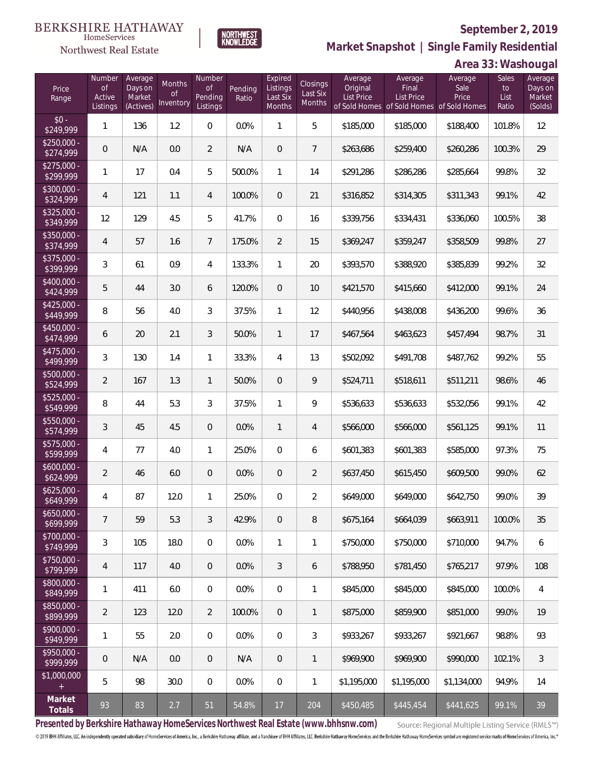BERKSHIRE HATHAWAY HomeServices Northwest Real Estate | NORTHWEST KNOWLEDGE

**September 2, 2019**

## Market Snapshot | Single Family Residential

### Area 33: Washougal

| Price Range | Number of Active Listings | Average Days on Market (Actives) | Months of Inventory | Number of Pending Listings | Pending Ratio | Expired Listings Last Six Months | Closings Last Six Months | Average Original List Price of Sold Homes | Average Final List Price of Sold Homes | Average Sale Price of Sold Homes | Sales to List Ratio | Average Days on Market (Solds) |
|---|---|---|---|---|---|---|---|---|---|---|---|---|
| $0 - $249,999 | 1 | 136 | 1.2 | 0 | 0.0% | 1 | 5 | $185,000 | $185,000 | $188,400 | 101.8% | 12 |
| $250,000 - $274,999 | 0 | N/A | 0.0 | 2 | N/A | 0 | 7 | $263,686 | $259,400 | $260,286 | 100.3% | 29 |
| $275,000 - $299,999 | 1 | 17 | 0.4 | 5 | 500.0% | 1 | 14 | $291,286 | $286,286 | $285,664 | 99.8% | 32 |
| $300,000 - $324,999 | 4 | 121 | 1.1 | 4 | 100.0% | 0 | 21 | $316,852 | $314,305 | $311,343 | 99.1% | 42 |
| $325,000 - $349,999 | 12 | 129 | 4.5 | 5 | 41.7% | 0 | 16 | $339,756 | $334,431 | $336,060 | 100.5% | 38 |
| $350,000 - $374,999 | 4 | 57 | 1.6 | 7 | 175.0% | 2 | 15 | $369,247 | $359,247 | $358,509 | 99.8% | 27 |
| $375,000 - $399,999 | 3 | 61 | 0.9 | 4 | 133.3% | 1 | 20 | $393,570 | $388,920 | $385,839 | 99.2% | 32 |
| $400,000 - $424,999 | 5 | 44 | 3.0 | 6 | 120.0% | 0 | 10 | $421,570 | $415,660 | $412,000 | 99.1% | 24 |
| $425,000 - $449,999 | 8 | 56 | 4.0 | 3 | 37.5% | 1 | 12 | $440,956 | $438,008 | $436,200 | 99.6% | 36 |
| $450,000 - $474,999 | 6 | 20 | 2.1 | 3 | 50.0% | 1 | 17 | $467,564 | $463,623 | $457,494 | 98.7% | 31 |
| $475,000 - $499,999 | 3 | 130 | 1.4 | 1 | 33.3% | 4 | 13 | $502,092 | $491,708 | $487,762 | 99.2% | 55 |
| $500,000 - $524,999 | 2 | 167 | 1.3 | 1 | 50.0% | 0 | 9 | $524,711 | $518,611 | $511,211 | 98.6% | 46 |
| $525,000 - $549,999 | 8 | 44 | 5.3 | 3 | 37.5% | 1 | 9 | $536,633 | $536,633 | $532,056 | 99.1% | 42 |
| $550,000 - $574,999 | 3 | 45 | 4.5 | 0 | 0.0% | 1 | 4 | $566,000 | $566,000 | $561,125 | 99.1% | 11 |
| $575,000 - $599,999 | 4 | 77 | 4.0 | 1 | 25.0% | 0 | 6 | $601,383 | $601,383 | $585,000 | 97.3% | 75 |
| $600,000 - $624,999 | 2 | 46 | 6.0 | 0 | 0.0% | 0 | 2 | $637,450 | $615,450 | $609,500 | 99.0% | 62 |
| $625,000 - $649,999 | 4 | 87 | 12.0 | 1 | 25.0% | 0 | 2 | $649,000 | $649,000 | $642,750 | 99.0% | 39 |
| $650,000 - $699,999 | 7 | 59 | 5.3 | 3 | 42.9% | 0 | 8 | $675,164 | $664,039 | $663,911 | 100.0% | 35 |
| $700,000 - $749,999 | 3 | 105 | 18.0 | 0 | 0.0% | 1 | 1 | $750,000 | $750,000 | $710,000 | 94.7% | 6 |
| $750,000 - $799,999 | 4 | 117 | 4.0 | 0 | 0.0% | 3 | 6 | $788,950 | $781,450 | $765,217 | 97.9% | 108 |
| $800,000 - $849,999 | 1 | 411 | 6.0 | 0 | 0.0% | 0 | 1 | $845,000 | $845,000 | $845,000 | 100.0% | 4 |
| $850,000 - $899,999 | 2 | 123 | 12.0 | 2 | 100.0% | 0 | 1 | $875,000 | $859,900 | $851,000 | 99.0% | 19 |
| $900,000 - $949,999 | 1 | 55 | 2.0 | 0 | 0.0% | 0 | 3 | $933,267 | $933,267 | $921,667 | 98.8% | 93 |
| $950,000 - $999,999 | 0 | N/A | 0.0 | 0 | N/A | 0 | 1 | $969,900 | $969,900 | $990,000 | 102.1% | 3 |
| $1,000,000 + | 5 | 98 | 30.0 | 0 | 0.0% | 0 | 1 | $1,195,000 | $1,195,000 | $1,134,000 | 94.9% | 14 |
| **Market Totals** | 93 | 83 | 2.7 | 51 | 54.8% | 17 | 204 | $450,485 | $445,454 | $441,625 | 99.1% | 39 |

**Presented by Berkshire Hathaway HomeServices Northwest Real Estate (www.bhhsnw.com)**

Source: Regional Multiple Listing Service (RMLS™)

© 2019 BHH Affiliates, LLC. An independently operated subsidiary of HomeServices of America, Inc., a Berkshire Hathaway affiliate, and a franchisee of BHH Affiliates, LLC. Berkshire Hathaway HomeServices and the Berkshire Hathaway HomeServices symbol are registered service marks of HomeServices of America, Inc.®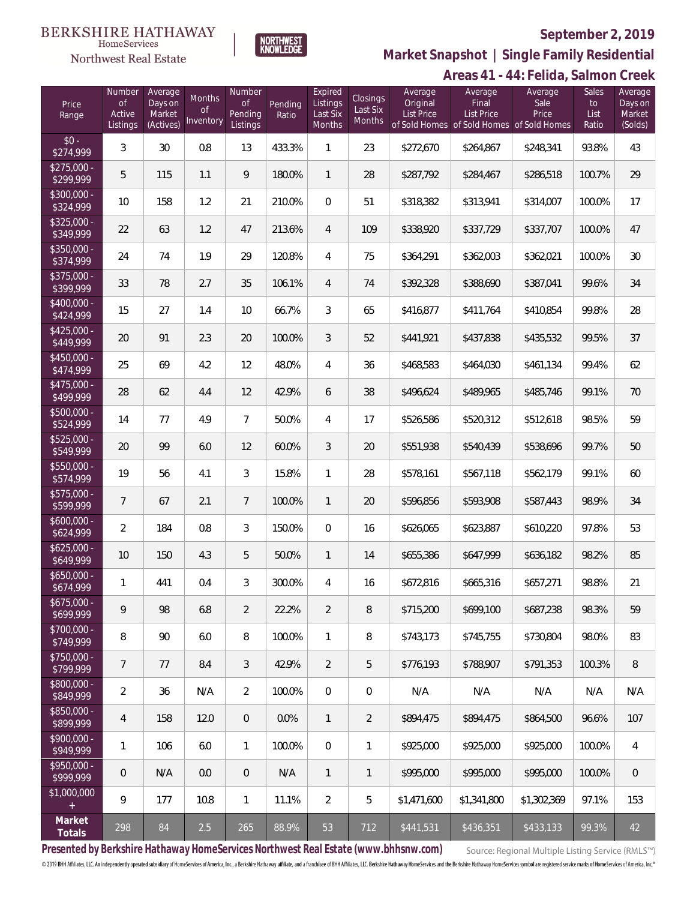BERKSHIRE HATHAWAY HomeServices Northwest Real Estate

NORTHWEST KNOWLEDGE

**September 2, 2019**

## Market Snapshot | Single Family Residential

### Areas 41 - 44: Felida, Salmon Creek

| Price Range | Number of Active Listings | Average Days on Market (Actives) | Months of Inventory | Number of Pending Listings | Pending Ratio | Expired Listings Last Six Months | Closings Last Six Months | Average Original List Price of Sold Homes | Average Final List Price of Sold Homes | Average Sale Price of Sold Homes | Sales to List Ratio | Average Days on Market (Solds) |
|---|---|---|---|---|---|---|---|---|---|---|---|---|
| $0 - $274,999 | 3 | 30 | 0.8 | 13 | 433.3% | 1 | 23 | $272,670 | $264,867 | $248,341 | 93.8% | 43 |
| $275,000 - $299,999 | 5 | 115 | 1.1 | 9 | 180.0% | 1 | 28 | $287,792 | $284,467 | $286,518 | 100.7% | 29 |
| $300,000 - $324,999 | 10 | 158 | 1.2 | 21 | 210.0% | 0 | 51 | $318,382 | $313,941 | $314,007 | 100.0% | 17 |
| $325,000 - $349,999 | 22 | 63 | 1.2 | 47 | 213.6% | 4 | 109 | $338,920 | $337,729 | $337,707 | 100.0% | 47 |
| $350,000 - $374,999 | 24 | 74 | 1.9 | 29 | 120.8% | 4 | 75 | $364,291 | $362,003 | $362,021 | 100.0% | 30 |
| $375,000 - $399,999 | 33 | 78 | 2.7 | 35 | 106.1% | 4 | 74 | $392,328 | $388,690 | $387,041 | 99.6% | 34 |
| $400,000 - $424,999 | 15 | 27 | 1.4 | 10 | 66.7% | 3 | 65 | $416,877 | $411,764 | $410,854 | 99.8% | 28 |
| $425,000 - $449,999 | 20 | 91 | 2.3 | 20 | 100.0% | 3 | 52 | $441,921 | $437,838 | $435,532 | 99.5% | 37 |
| $450,000 - $474,999 | 25 | 69 | 4.2 | 12 | 48.0% | 4 | 36 | $468,583 | $464,030 | $461,134 | 99.4% | 62 |
| $475,000 - $499,999 | 28 | 62 | 4.4 | 12 | 42.9% | 6 | 38 | $496,624 | $489,965 | $485,746 | 99.1% | 70 |
| $500,000 - $524,999 | 14 | 77 | 4.9 | 7 | 50.0% | 4 | 17 | $526,586 | $520,312 | $512,618 | 98.5% | 59 |
| $525,000 - $549,999 | 20 | 99 | 6.0 | 12 | 60.0% | 3 | 20 | $551,938 | $540,439 | $538,696 | 99.7% | 50 |
| $550,000 - $574,999 | 19 | 56 | 4.1 | 3 | 15.8% | 1 | 28 | $578,161 | $567,118 | $562,179 | 99.1% | 60 |
| $575,000 - $599,999 | 7 | 67 | 2.1 | 7 | 100.0% | 1 | 20 | $596,856 | $593,908 | $587,443 | 98.9% | 34 |
| $600,000 - $624,999 | 2 | 184 | 0.8 | 3 | 150.0% | 0 | 16 | $626,065 | $623,887 | $610,220 | 97.8% | 53 |
| $625,000 - $649,999 | 10 | 150 | 4.3 | 5 | 50.0% | 1 | 14 | $655,386 | $647,999 | $636,182 | 98.2% | 85 |
| $650,000 - $674,999 | 1 | 441 | 0.4 | 3 | 300.0% | 4 | 16 | $672,816 | $665,316 | $657,271 | 98.8% | 21 |
| $675,000 - $699,999 | 9 | 98 | 6.8 | 2 | 22.2% | 2 | 8 | $715,200 | $699,100 | $687,238 | 98.3% | 59 |
| $700,000 - $749,999 | 8 | 90 | 6.0 | 8 | 100.0% | 1 | 8 | $743,173 | $745,755 | $730,804 | 98.0% | 83 |
| $750,000 - $799,999 | 7 | 77 | 8.4 | 3 | 42.9% | 2 | 5 | $776,193 | $788,907 | $791,353 | 100.3% | 8 |
| $800,000 - $849,999 | 2 | 36 | N/A | 2 | 100.0% | 0 | 0 | N/A | N/A | N/A | N/A | N/A |
| $850,000 - $899,999 | 4 | 158 | 12.0 | 0 | 0.0% | 1 | 2 | $894,475 | $894,475 | $864,500 | 96.6% | 107 |
| $900,000 - $949,999 | 1 | 106 | 6.0 | 1 | 100.0% | 0 | 1 | $925,000 | $925,000 | $925,000 | 100.0% | 4 |
| $950,000 - $999,999 | 0 | N/A | 0.0 | 0 | N/A | 1 | 1 | $995,000 | $995,000 | $995,000 | 100.0% | 0 |
| $1,000,000 + | 9 | 177 | 10.8 | 1 | 11.1% | 2 | 5 | $1,471,600 | $1,341,800 | $1,302,369 | 97.1% | 153 |
| **Market Totals** | 298 | 84 | 2.5 | 265 | 88.9% | 53 | 712 | $441,531 | $436,351 | $433,133 | 99.3% | 42 |

**Presented by Berkshire Hathaway HomeServices Northwest Real Estate (www.bhhsnw.com)**

Source: Regional Multiple Listing Service (RMLS™)

© 2019 BHH Affiliates, LLC. An independently operated subsidiary of HomeServices of America, Inc., a Berkshire Hathaway affiliate, and a franchisee of BHH Affiliates, LLC. Berkshire Hathaway HomeServices and the Berkshire Hathaway HomeServices symbol are registered service marks of HomeServices of America, Inc.®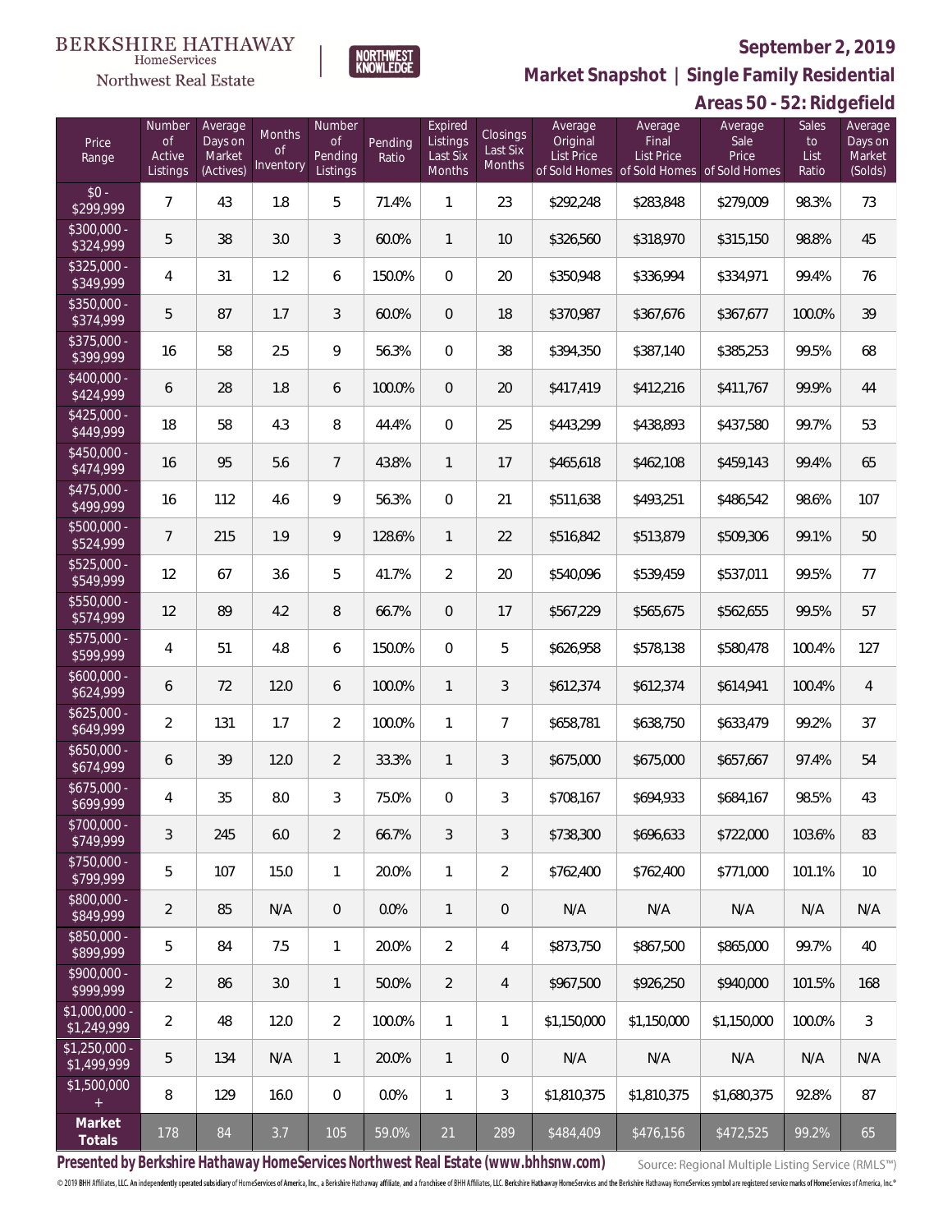BERKSHIRE HATHAWAY HomeServices Northwest Real Estate

NORTHWEST KNOWLEDGE

**September 2, 2019**

**Market Snapshot | Single Family Residential**

**Areas 50 - 52: Ridgefield**

| Price Range | Number of Active Listings | Average Days on Market (Actives) | Months of Inventory | Number of Pending Listings | Pending Ratio | Expired Listings Last Six Months | Closings Last Six Months | Average Original List Price of Sold Homes | Average Final List Price of Sold Homes | Average Sale Price of Sold Homes | Sales to List Ratio | Average Days on Market (Solds) |
|---|---|---|---|---|---|---|---|---|---|---|---|---|
| $0 - $299,999 | 7 | 43 | 1.8 | 5 | 71.4% | 1 | 23 | $292,248 | $283,848 | $279,009 | 98.3% | 73 |
| $300,000 - $324,999 | 5 | 38 | 3.0 | 3 | 60.0% | 1 | 10 | $326,560 | $318,970 | $315,150 | 98.8% | 45 |
| $325,000 - $349,999 | 4 | 31 | 1.2 | 6 | 150.0% | 0 | 20 | $350,948 | $336,994 | $334,971 | 99.4% | 76 |
| $350,000 - $374,999 | 5 | 87 | 1.7 | 3 | 60.0% | 0 | 18 | $370,987 | $367,676 | $367,677 | 100.0% | 39 |
| $375,000 - $399,999 | 16 | 58 | 2.5 | 9 | 56.3% | 0 | 38 | $394,350 | $387,140 | $385,253 | 99.5% | 68 |
| $400,000 - $424,999 | 6 | 28 | 1.8 | 6 | 100.0% | 0 | 20 | $417,419 | $412,216 | $411,767 | 99.9% | 44 |
| $425,000 - $449,999 | 18 | 58 | 4.3 | 8 | 44.4% | 0 | 25 | $443,299 | $438,893 | $437,580 | 99.7% | 53 |
| $450,000 - $474,999 | 16 | 95 | 5.6 | 7 | 43.8% | 1 | 17 | $465,618 | $462,108 | $459,143 | 99.4% | 65 |
| $475,000 - $499,999 | 16 | 112 | 4.6 | 9 | 56.3% | 0 | 21 | $511,638 | $493,251 | $486,542 | 98.6% | 107 |
| $500,000 - $524,999 | 7 | 215 | 1.9 | 9 | 128.6% | 1 | 22 | $516,842 | $513,879 | $509,306 | 99.1% | 50 |
| $525,000 - $549,999 | 12 | 67 | 3.6 | 5 | 41.7% | 2 | 20 | $540,096 | $539,459 | $537,011 | 99.5% | 77 |
| $550,000 - $574,999 | 12 | 89 | 4.2 | 8 | 66.7% | 0 | 17 | $567,229 | $565,675 | $562,655 | 99.5% | 57 |
| $575,000 - $599,999 | 4 | 51 | 4.8 | 6 | 150.0% | 0 | 5 | $626,958 | $578,138 | $580,478 | 100.4% | 127 |
| $600,000 - $624,999 | 6 | 72 | 12.0 | 6 | 100.0% | 1 | 3 | $612,374 | $612,374 | $614,941 | 100.4% | 4 |
| $625,000 - $649,999 | 2 | 131 | 1.7 | 2 | 100.0% | 1 | 7 | $658,781 | $638,750 | $633,479 | 99.2% | 37 |
| $650,000 - $674,999 | 6 | 39 | 12.0 | 2 | 33.3% | 1 | 3 | $675,000 | $675,000 | $657,667 | 97.4% | 54 |
| $675,000 - $699,999 | 4 | 35 | 8.0 | 3 | 75.0% | 0 | 3 | $708,167 | $694,933 | $684,167 | 98.5% | 43 |
| $700,000 - $749,999 | 3 | 245 | 6.0 | 2 | 66.7% | 3 | 3 | $738,300 | $696,633 | $722,000 | 103.6% | 83 |
| $750,000 - $799,999 | 5 | 107 | 15.0 | 1 | 20.0% | 1 | 2 | $762,400 | $762,400 | $771,000 | 101.1% | 10 |
| $800,000 - $849,999 | 2 | 85 | N/A | 0 | 0.0% | 1 | 0 | N/A | N/A | N/A | N/A | N/A |
| $850,000 - $899,999 | 5 | 84 | 7.5 | 1 | 20.0% | 2 | 4 | $873,750 | $867,500 | $865,000 | 99.7% | 40 |
| $900,000 - $999,999 | 2 | 86 | 3.0 | 1 | 50.0% | 2 | 4 | $967,500 | $926,250 | $940,000 | 101.5% | 168 |
| $1,000,000 - $1,249,999 | 2 | 48 | 12.0 | 2 | 100.0% | 1 | 1 | $1,150,000 | $1,150,000 | $1,150,000 | 100.0% | 3 |
| $1,250,000 - $1,499,999 | 5 | 134 | N/A | 1 | 20.0% | 1 | 0 | N/A | N/A | N/A | N/A | N/A |
| $1,500,000 + | 8 | 129 | 16.0 | 0 | 0.0% | 1 | 3 | $1,810,375 | $1,810,375 | $1,680,375 | 92.8% | 87 |
| **Market Totals** | 178 | 84 | 3.7 | 105 | 59.0% | 21 | 289 | $484,409 | $476,156 | $472,525 | 99.2% | 65 |

**Presented by Berkshire Hathaway HomeServices Northwest Real Estate (www.bhhsnw.com)**

Source: Regional Multiple Listing Service (RMLS™)

© 2019 BHH Affiliates, LLC. An independently operated subsidiary of HomeServices of America, Inc., a Berkshire Hathaway affiliate, and a franchisee of BHH Affiliates, LLC. Berkshire Hathaway HomeServices and the Berkshire Hathaway HomeServices symbol are registered service marks of HomeServices of America, Inc.®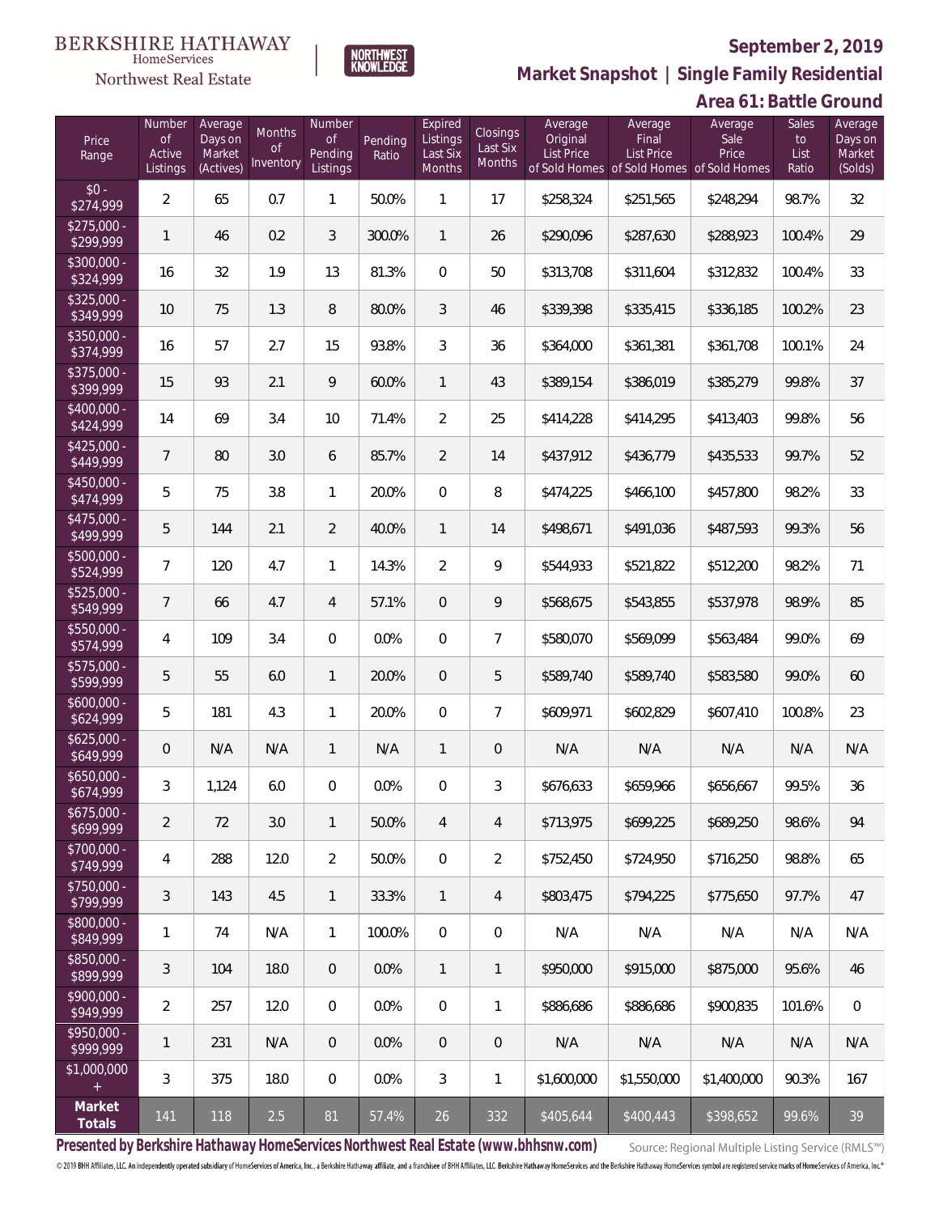BERKSHIRE HATHAWAY HomeServices Northwest Real Estate | NORTHWEST KNOWLEDGE

**September 2, 2019**

## Market Snapshot | Single Family Residential

## Area 61: Battle Ground

| Price Range | Number of Active Listings | Average Days on Market (Actives) | Months of Inventory | Number of Pending Listings | Pending Ratio | Expired Listings Last Six Months | Closings Last Six Months | Average Original List Price of Sold Homes | Average Final List Price of Sold Homes | Average Sale Price of Sold Homes | Sales to List Ratio | Average Days on Market (Solds) |
|---|---|---|---|---|---|---|---|---|---|---|---|---|
| $0 - $274,999 | 2 | 65 | 0.7 | 1 | 50.0% | 1 | 17 | $258,324 | $251,565 | $248,294 | 98.7% | 32 |
| $275,000 - $299,999 | 1 | 46 | 0.2 | 3 | 300.0% | 1 | 26 | $290,096 | $287,630 | $288,923 | 100.4% | 29 |
| $300,000 - $324,999 | 16 | 32 | 1.9 | 13 | 81.3% | 0 | 50 | $313,708 | $311,604 | $312,832 | 100.4% | 33 |
| $325,000 - $349,999 | 10 | 75 | 1.3 | 8 | 80.0% | 3 | 46 | $339,398 | $335,415 | $336,185 | 100.2% | 23 |
| $350,000 - $374,999 | 16 | 57 | 2.7 | 15 | 93.8% | 3 | 36 | $364,000 | $361,381 | $361,708 | 100.1% | 24 |
| $375,000 - $399,999 | 15 | 93 | 2.1 | 9 | 60.0% | 1 | 43 | $389,154 | $386,019 | $385,279 | 99.8% | 37 |
| $400,000 - $424,999 | 14 | 69 | 3.4 | 10 | 71.4% | 2 | 25 | $414,228 | $414,295 | $413,403 | 99.8% | 56 |
| $425,000 - $449,999 | 7 | 80 | 3.0 | 6 | 85.7% | 2 | 14 | $437,912 | $436,779 | $435,533 | 99.7% | 52 |
| $450,000 - $474,999 | 5 | 75 | 3.8 | 1 | 20.0% | 0 | 8 | $474,225 | $466,100 | $457,800 | 98.2% | 33 |
| $475,000 - $499,999 | 5 | 144 | 2.1 | 2 | 40.0% | 1 | 14 | $498,671 | $491,036 | $487,593 | 99.3% | 56 |
| $500,000 - $524,999 | 7 | 120 | 4.7 | 1 | 14.3% | 2 | 9 | $544,933 | $521,822 | $512,200 | 98.2% | 71 |
| $525,000 - $549,999 | 7 | 66 | 4.7 | 4 | 57.1% | 0 | 9 | $568,675 | $543,855 | $537,978 | 98.9% | 85 |
| $550,000 - $574,999 | 4 | 109 | 3.4 | 0 | 0.0% | 0 | 7 | $580,070 | $569,099 | $563,484 | 99.0% | 69 |
| $575,000 - $599,999 | 5 | 55 | 6.0 | 1 | 20.0% | 0 | 5 | $589,740 | $589,740 | $583,580 | 99.0% | 60 |
| $600,000 - $624,999 | 5 | 181 | 4.3 | 1 | 20.0% | 0 | 7 | $609,971 | $602,829 | $607,410 | 100.8% | 23 |
| $625,000 - $649,999 | 0 | N/A | N/A | 1 | N/A | 1 | 0 | N/A | N/A | N/A | N/A | N/A |
| $650,000 - $674,999 | 3 | 1,124 | 6.0 | 0 | 0.0% | 0 | 3 | $676,633 | $659,966 | $656,667 | 99.5% | 36 |
| $675,000 - $699,999 | 2 | 72 | 3.0 | 1 | 50.0% | 4 | 4 | $713,975 | $699,225 | $689,250 | 98.6% | 94 |
| $700,000 - $749,999 | 4 | 288 | 12.0 | 2 | 50.0% | 0 | 2 | $752,450 | $724,950 | $716,250 | 98.8% | 65 |
| $750,000 - $799,999 | 3 | 143 | 4.5 | 1 | 33.3% | 1 | 4 | $803,475 | $794,225 | $775,650 | 97.7% | 47 |
| $800,000 - $849,999 | 1 | 74 | N/A | 1 | 100.0% | 0 | 0 | N/A | N/A | N/A | N/A | N/A |
| $850,000 - $899,999 | 3 | 104 | 18.0 | 0 | 0.0% | 1 | 1 | $950,000 | $915,000 | $875,000 | 95.6% | 46 |
| $900,000 - $949,999 | 2 | 257 | 12.0 | 0 | 0.0% | 0 | 1 | $886,686 | $886,686 | $900,835 | 101.6% | 0 |
| $950,000 - $999,999 | 1 | 231 | N/A | 0 | 0.0% | 0 | 0 | N/A | N/A | N/A | N/A | N/A |
| $1,000,000 + | 3 | 375 | 18.0 | 0 | 0.0% | 3 | 1 | $1,600,000 | $1,550,000 | $1,400,000 | 90.3% | 167 |
| **Market Totals** | 141 | 118 | 2.5 | 81 | 57.4% | 26 | 332 | $405,644 | $400,443 | $398,652 | 99.6% | 39 |

**Presented by Berkshire Hathaway HomeServices Northwest Real Estate (www.bhhsnw.com)**

Source: Regional Multiple Listing Service (RMLS™)

© 2019 BHH Affiliates, LLC. An independently operated subsidiary of HomeServices of America, Inc., a Berkshire Hathaway affiliate, and a franchisee of BHH Affiliates, LLC. Berkshire Hathaway HomeServices and the Berkshire Hathaway HomeServices symbol are registered service marks of HomeServices of America, Inc.®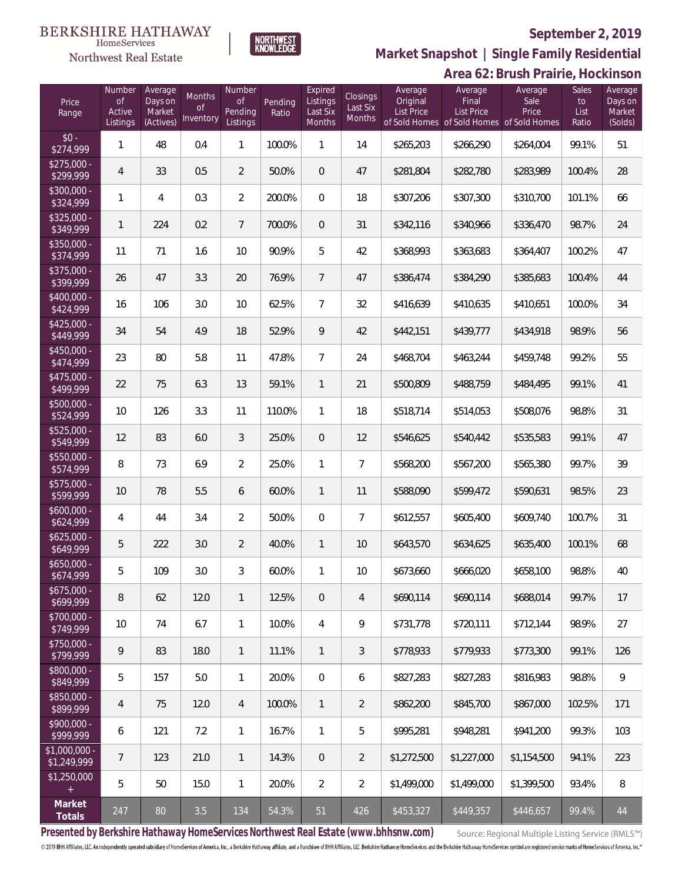BERKSHIRE HATHAWAY HomeServices Northwest Real Estate | NORTHWEST KNOWLEDGE

## September 2, 2019

## Market Snapshot | Single Family Residential

## Area 62: Brush Prairie, Hockinson

| Price Range | Number of Active Listings | Average Days on Market (Actives) | Months of Inventory | Number of Pending Listings | Pending Ratio | Expired Listings Last Six Months | Closings Last Six Months | Average Original List Price of Sold Homes | Average Final List Price of Sold Homes | Average Sale Price of Sold Homes | Sales to List Ratio | Average Days on Market (Solds) |
|---|---|---|---|---|---|---|---|---|---|---|---|---|
| $0 - $274,999 | 1 | 48 | 0.4 | 1 | 100.0% | 1 | 14 | $265,203 | $266,290 | $264,004 | 99.1% | 51 |
| $275,000 - $299,999 | 4 | 33 | 0.5 | 2 | 50.0% | 0 | 47 | $281,804 | $282,780 | $283,989 | 100.4% | 28 |
| $300,000 - $324,999 | 1 | 4 | 0.3 | 2 | 200.0% | 0 | 18 | $307,206 | $307,300 | $310,700 | 101.1% | 66 |
| $325,000 - $349,999 | 1 | 224 | 0.2 | 7 | 700.0% | 0 | 31 | $342,116 | $340,966 | $336,470 | 98.7% | 24 |
| $350,000 - $374,999 | 11 | 71 | 1.6 | 10 | 90.9% | 5 | 42 | $368,993 | $363,683 | $364,407 | 100.2% | 47 |
| $375,000 - $399,999 | 26 | 47 | 3.3 | 20 | 76.9% | 7 | 47 | $386,474 | $384,290 | $385,683 | 100.4% | 44 |
| $400,000 - $424,999 | 16 | 106 | 3.0 | 10 | 62.5% | 7 | 32 | $416,639 | $410,635 | $410,651 | 100.0% | 34 |
| $425,000 - $449,999 | 34 | 54 | 4.9 | 18 | 52.9% | 9 | 42 | $442,151 | $439,777 | $434,918 | 98.9% | 56 |
| $450,000 - $474,999 | 23 | 80 | 5.8 | 11 | 47.8% | 7 | 24 | $468,704 | $463,244 | $459,748 | 99.2% | 55 |
| $475,000 - $499,999 | 22 | 75 | 6.3 | 13 | 59.1% | 1 | 21 | $500,809 | $488,759 | $484,495 | 99.1% | 41 |
| $500,000 - $524,999 | 10 | 126 | 3.3 | 11 | 110.0% | 1 | 18 | $518,714 | $514,053 | $508,076 | 98.8% | 31 |
| $525,000 - $549,999 | 12 | 83 | 6.0 | 3 | 25.0% | 0 | 12 | $546,625 | $540,442 | $535,583 | 99.1% | 47 |
| $550,000 - $574,999 | 8 | 73 | 6.9 | 2 | 25.0% | 1 | 7 | $568,200 | $567,200 | $565,380 | 99.7% | 39 |
| $575,000 - $599,999 | 10 | 78 | 5.5 | 6 | 60.0% | 1 | 11 | $588,090 | $599,472 | $590,631 | 98.5% | 23 |
| $600,000 - $624,999 | 4 | 44 | 3.4 | 2 | 50.0% | 0 | 7 | $612,557 | $605,400 | $609,740 | 100.7% | 31 |
| $625,000 - $649,999 | 5 | 222 | 3.0 | 2 | 40.0% | 1 | 10 | $643,570 | $634,625 | $635,400 | 100.1% | 68 |
| $650,000 - $674,999 | 5 | 109 | 3.0 | 3 | 60.0% | 1 | 10 | $673,660 | $666,020 | $658,100 | 98.8% | 40 |
| $675,000 - $699,999 | 8 | 62 | 12.0 | 1 | 12.5% | 0 | 4 | $690,114 | $690,114 | $688,014 | 99.7% | 17 |
| $700,000 - $749,999 | 10 | 74 | 6.7 | 1 | 10.0% | 4 | 9 | $731,778 | $720,111 | $712,144 | 98.9% | 27 |
| $750,000 - $799,999 | 9 | 83 | 18.0 | 1 | 11.1% | 1 | 3 | $778,933 | $779,933 | $773,300 | 99.1% | 126 |
| $800,000 - $849,999 | 5 | 157 | 5.0 | 1 | 20.0% | 0 | 6 | $827,283 | $827,283 | $816,983 | 98.8% | 9 |
| $850,000 - $899,999 | 4 | 75 | 12.0 | 4 | 100.0% | 1 | 2 | $862,200 | $845,700 | $867,000 | 102.5% | 171 |
| $900,000 - $999,999 | 6 | 121 | 7.2 | 1 | 16.7% | 1 | 5 | $995,281 | $948,281 | $941,200 | 99.3% | 103 |
| $1,000,000 - $1,249,999 | 7 | 123 | 21.0 | 1 | 14.3% | 0 | 2 | $1,272,500 | $1,227,000 | $1,154,500 | 94.1% | 223 |
| $1,250,000 + | 5 | 50 | 15.0 | 1 | 20.0% | 2 | 2 | $1,499,000 | $1,499,000 | $1,399,500 | 93.4% | 8 |
| **Market Totals** | 247 | 80 | 3.5 | 134 | 54.3% | 51 | 426 | $453,327 | $449,357 | $446,657 | 99.4% | 44 |

**Presented by Berkshire Hathaway HomeServices Northwest Real Estate (www.bhhsnw.com)**

Source: Regional Multiple Listing Service (RMLS™)

© 2019 BHH Affiliates, LLC. An independently operated subsidiary of HomeServices of America, Inc., a Berkshire Hathaway affiliate, and a franchisee of BHH Affiliates, LLC. Berkshire Hathaway HomeServices and the Berkshire Hathaway HomeServices symbol are registered service marks of HomeServices of America, Inc.®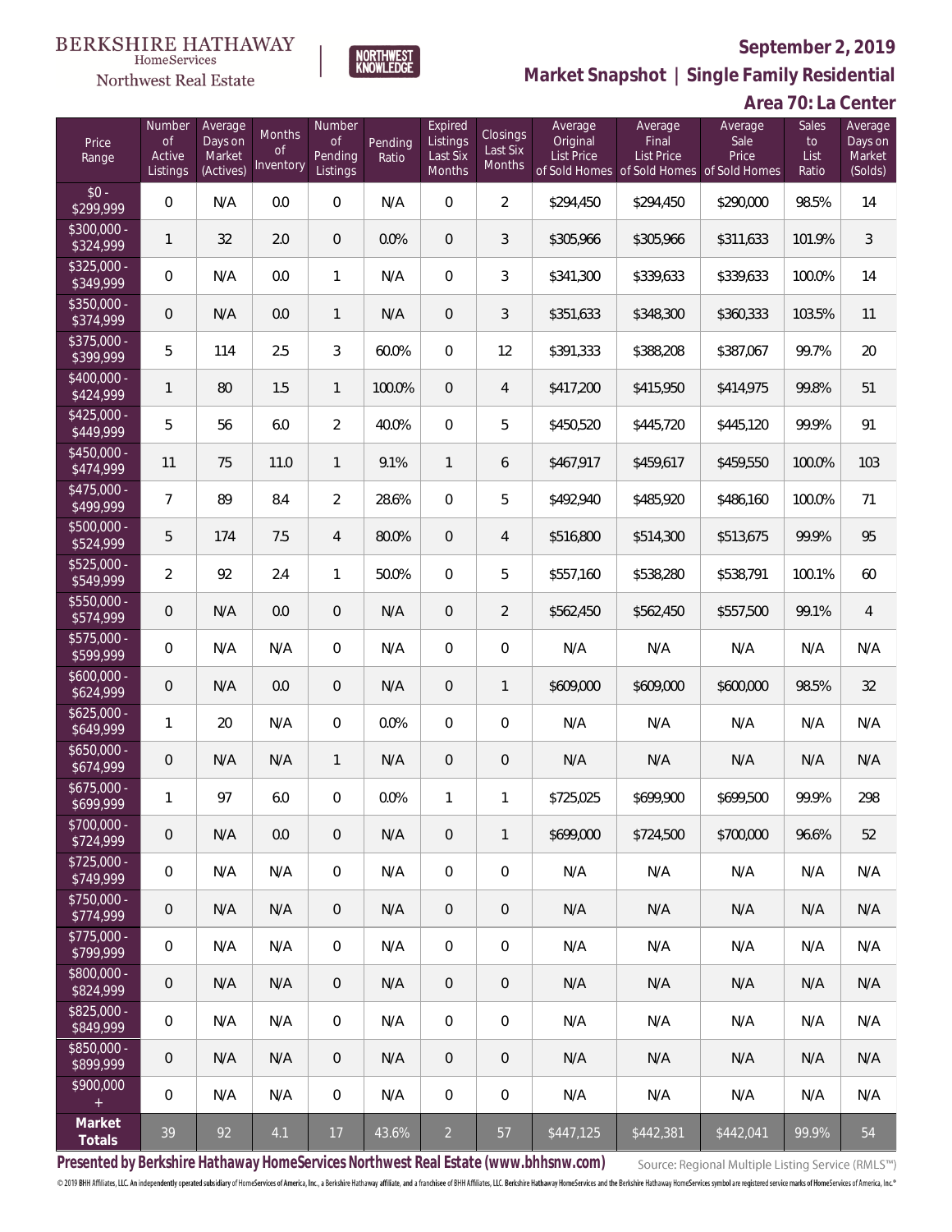BERKSHIRE HATHAWAY HomeServices Northwest Real Estate

NORTHWEST KNOWLEDGE

**September 2, 2019**

**Market Snapshot | Single Family Residential**

**Area 70: La Center**

| Price Range | Number of Active Listings | Average Days on Market (Actives) | Months of Inventory | Number of Pending Listings | Pending Ratio | Expired Listings Last Six Months | Closings Last Six Months | Average Original List Price of Sold Homes | Average Final List Price of Sold Homes | Average Sale Price of Sold Homes | Sales to List Ratio | Average Days on Market (Solds) |
|---|---|---|---|---|---|---|---|---|---|---|---|---|
| $0 - $299,999 | 0 | N/A | 0.0 | 0 | N/A | 0 | 2 | $294,450 | $294,450 | $290,000 | 98.5% | 14 |
| $300,000 - $324,999 | 1 | 32 | 2.0 | 0 | 0.0% | 0 | 3 | $305,966 | $305,966 | $311,633 | 101.9% | 3 |
| $325,000 - $349,999 | 0 | N/A | 0.0 | 1 | N/A | 0 | 3 | $341,300 | $339,633 | $339,633 | 100.0% | 14 |
| $350,000 - $374,999 | 0 | N/A | 0.0 | 1 | N/A | 0 | 3 | $351,633 | $348,300 | $360,333 | 103.5% | 11 |
| $375,000 - $399,999 | 5 | 114 | 2.5 | 3 | 60.0% | 0 | 12 | $391,333 | $388,208 | $387,067 | 99.7% | 20 |
| $400,000 - $424,999 | 1 | 80 | 1.5 | 1 | 100.0% | 0 | 4 | $417,200 | $415,950 | $414,975 | 99.8% | 51 |
| $425,000 - $449,999 | 5 | 56 | 6.0 | 2 | 40.0% | 0 | 5 | $450,520 | $445,720 | $445,120 | 99.9% | 91 |
| $450,000 - $474,999 | 11 | 75 | 11.0 | 1 | 9.1% | 1 | 6 | $467,917 | $459,617 | $459,550 | 100.0% | 103 |
| $475,000 - $499,999 | 7 | 89 | 8.4 | 2 | 28.6% | 0 | 5 | $492,940 | $485,920 | $486,160 | 100.0% | 71 |
| $500,000 - $524,999 | 5 | 174 | 7.5 | 4 | 80.0% | 0 | 4 | $516,800 | $514,300 | $513,675 | 99.9% | 95 |
| $525,000 - $549,999 | 2 | 92 | 2.4 | 1 | 50.0% | 0 | 5 | $557,160 | $538,280 | $538,791 | 100.1% | 60 |
| $550,000 - $574,999 | 0 | N/A | 0.0 | 0 | N/A | 0 | 2 | $562,450 | $562,450 | $557,500 | 99.1% | 4 |
| $575,000 - $599,999 | 0 | N/A | N/A | 0 | N/A | 0 | 0 | N/A | N/A | N/A | N/A | N/A |
| $600,000 - $624,999 | 0 | N/A | 0.0 | 0 | N/A | 0 | 1 | $609,000 | $609,000 | $600,000 | 98.5% | 32 |
| $625,000 - $649,999 | 1 | 20 | N/A | 0 | 0.0% | 0 | 0 | N/A | N/A | N/A | N/A | N/A |
| $650,000 - $674,999 | 0 | N/A | N/A | 1 | N/A | 0 | 0 | N/A | N/A | N/A | N/A | N/A |
| $675,000 - $699,999 | 1 | 97 | 6.0 | 0 | 0.0% | 1 | 1 | $725,025 | $699,900 | $699,500 | 99.9% | 298 |
| $700,000 - $724,999 | 0 | N/A | 0.0 | 0 | N/A | 0 | 1 | $699,000 | $724,500 | $700,000 | 96.6% | 52 |
| $725,000 - $749,999 | 0 | N/A | N/A | 0 | N/A | 0 | 0 | N/A | N/A | N/A | N/A | N/A |
| $750,000 - $774,999 | 0 | N/A | N/A | 0 | N/A | 0 | 0 | N/A | N/A | N/A | N/A | N/A |
| $775,000 - $799,999 | 0 | N/A | N/A | 0 | N/A | 0 | 0 | N/A | N/A | N/A | N/A | N/A |
| $800,000 - $824,999 | 0 | N/A | N/A | 0 | N/A | 0 | 0 | N/A | N/A | N/A | N/A | N/A |
| $825,000 - $849,999 | 0 | N/A | N/A | 0 | N/A | 0 | 0 | N/A | N/A | N/A | N/A | N/A |
| $850,000 - $899,999 | 0 | N/A | N/A | 0 | N/A | 0 | 0 | N/A | N/A | N/A | N/A | N/A |
| $900,000 + | 0 | N/A | N/A | 0 | N/A | 0 | 0 | N/A | N/A | N/A | N/A | N/A |
| **Market Totals** | 39 | 92 | 4.1 | 17 | 43.6% | 2 | 57 | $447,125 | $442,381 | $442,041 | 99.9% | 54 |

**Presented by Berkshire Hathaway HomeServices Northwest Real Estate (www.bhhsnw.com)**

Source: Regional Multiple Listing Service (RMLS™)

© 2019 BHH Affiliates, LLC. An independently operated subsidiary of HomeServices of America, Inc., a Berkshire Hathaway affiliate, and a franchisee of BHH Affiliates, LLC. Berkshire Hathaway HomeServices and the Berkshire Hathaway HomeServices symbol are registered service marks of HomeServices of America, Inc.®